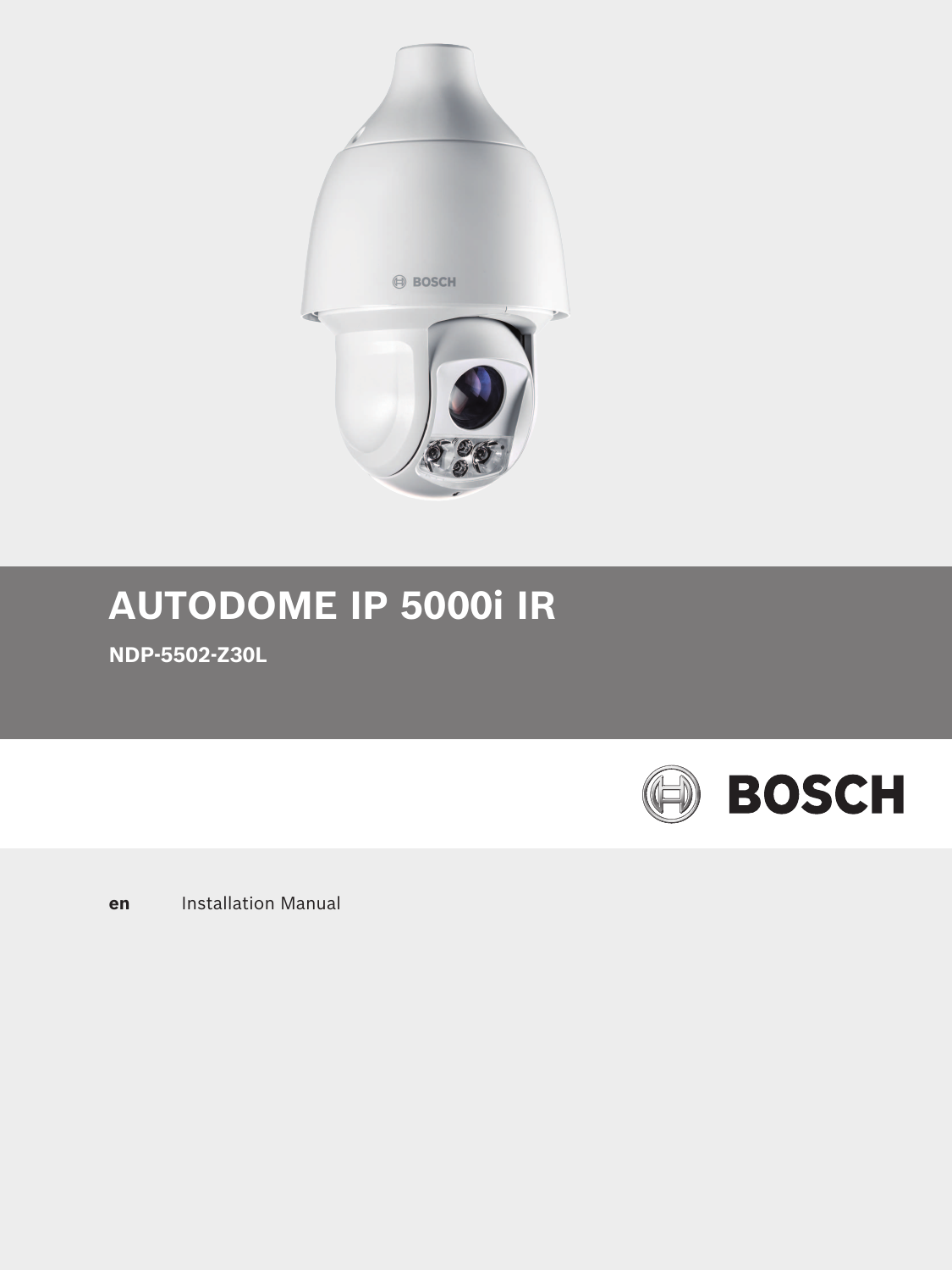# AUTODOME IP 5000i IR

**NDP-5502-Z30L**

BOSCH

**en** Installation Manual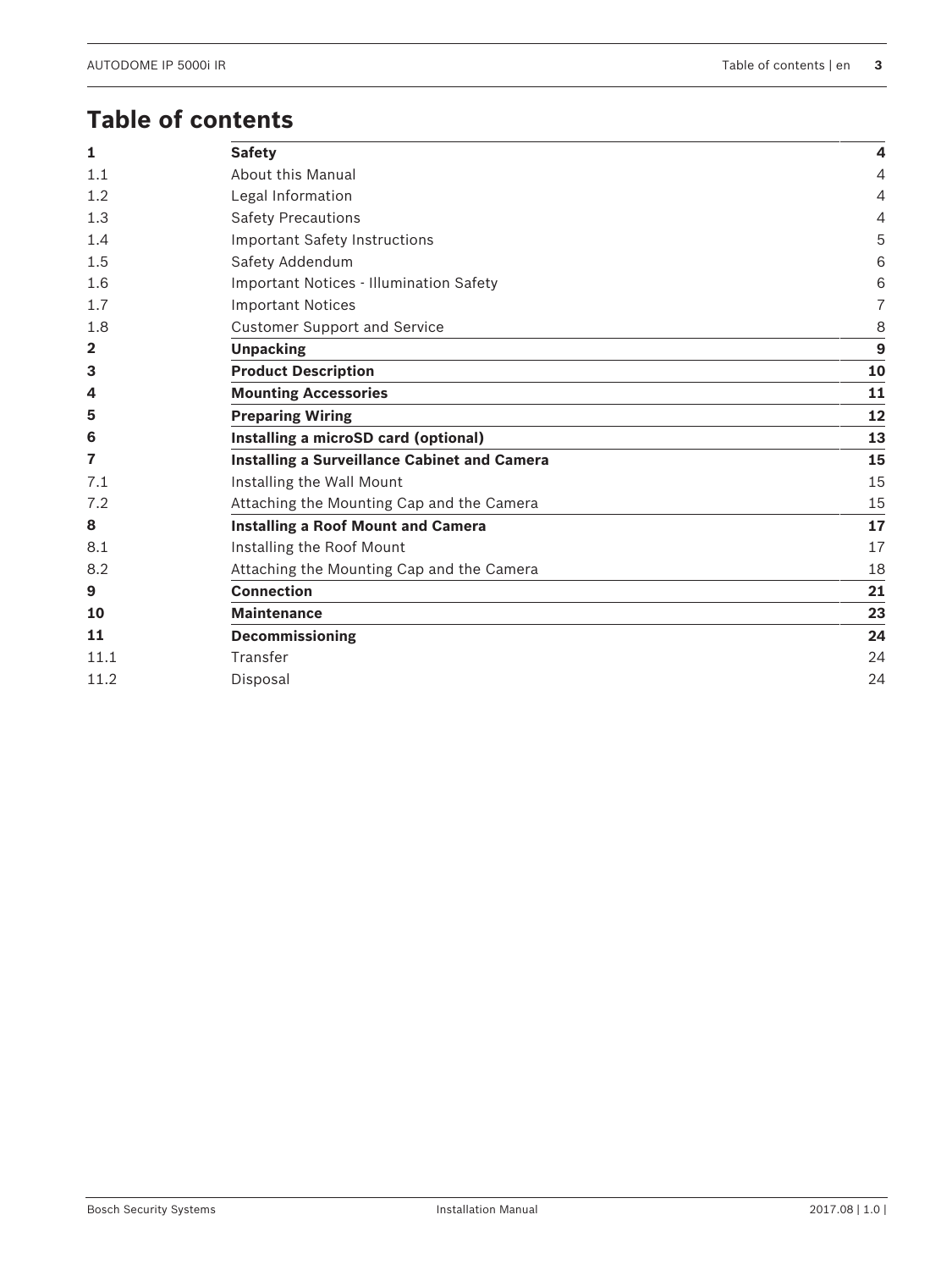# Table of contents

| | | |
|---|---|---|
| **1** | **Safety** | **4** |
| 1.1 | About this Manual | 4 |
| 1.2 | Legal Information | 4 |
| 1.3 | Safety Precautions | 4 |
| 1.4 | Important Safety Instructions | 5 |
| 1.5 | Safety Addendum | 6 |
| 1.6 | Important Notices - Illumination Safety | 6 |
| 1.7 | Important Notices | 7 |
| 1.8 | Customer Support and Service | 8 |
| **2** | **Unpacking** | **9** |
| **3** | **Product Description** | **10** |
| **4** | **Mounting Accessories** | **11** |
| **5** | **Preparing Wiring** | **12** |
| **6** | **Installing a microSD card (optional)** | **13** |
| **7** | **Installing a Surveillance Cabinet and Camera** | **15** |
| 7.1 | Installing the Wall Mount | 15 |
| 7.2 | Attaching the Mounting Cap and the Camera | 15 |
| **8** | **Installing a Roof Mount and Camera** | **17** |
| 8.1 | Installing the Roof Mount | 17 |
| 8.2 | Attaching the Mounting Cap and the Camera | 18 |
| **9** | **Connection** | **21** |
| **10** | **Maintenance** | **23** |
| **11** | **Decommissioning** | **24** |
| 11.1 | Transfer | 24 |
| 11.2 | Disposal | 24 |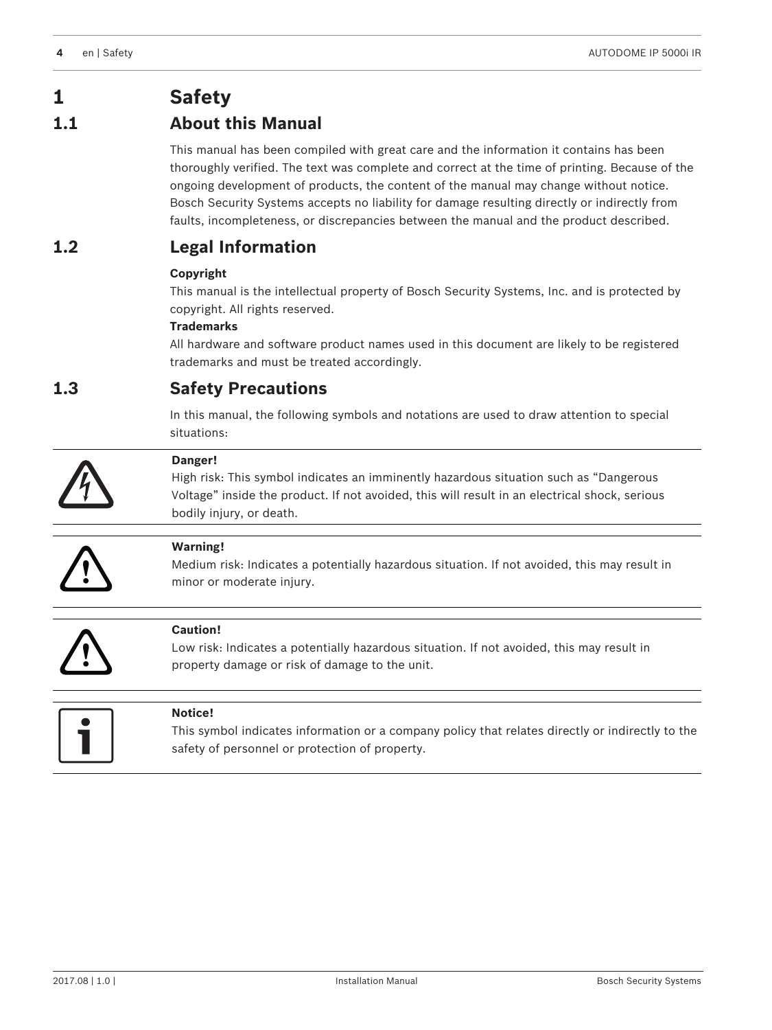# 1 Safety

## 1.1 About this Manual

This manual has been compiled with great care and the information it contains has been thoroughly verified. The text was complete and correct at the time of printing. Because of the ongoing development of products, the content of the manual may change without notice. Bosch Security Systems accepts no liability for damage resulting directly or indirectly from faults, incompleteness, or discrepancies between the manual and the product described.

## 1.2 Legal Information

**Copyright**

This manual is the intellectual property of Bosch Security Systems, Inc. and is protected by copyright. All rights reserved.

**Trademarks**

All hardware and software product names used in this document are likely to be registered trademarks and must be treated accordingly.

## 1.3 Safety Precautions

In this manual, the following symbols and notations are used to draw attention to special situations:

**Danger!**

High risk: This symbol indicates an imminently hazardous situation such as "Dangerous Voltage" inside the product. If not avoided, this will result in an electrical shock, serious bodily injury, or death.

**Warning!**

Medium risk: Indicates a potentially hazardous situation. If not avoided, this may result in minor or moderate injury.

**Caution!**

Low risk: Indicates a potentially hazardous situation. If not avoided, this may result in property damage or risk of damage to the unit.

**Notice!**

This symbol indicates information or a company policy that relates directly or indirectly to the safety of personnel or protection of property.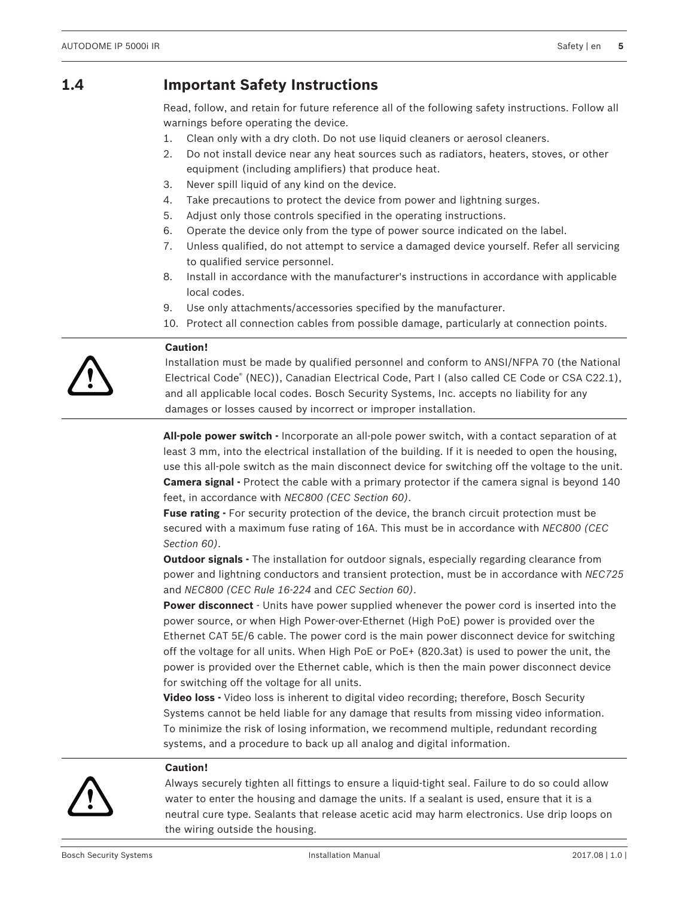## 1.4 Important Safety Instructions

Read, follow, and retain for future reference all of the following safety instructions. Follow all warnings before operating the device.

1. Clean only with a dry cloth. Do not use liquid cleaners or aerosol cleaners.
2. Do not install device near any heat sources such as radiators, heaters, stoves, or other equipment (including amplifiers) that produce heat.
3. Never spill liquid of any kind on the device.
4. Take precautions to protect the device from power and lightning surges.
5. Adjust only those controls specified in the operating instructions.
6. Operate the device only from the type of power source indicated on the label.
7. Unless qualified, do not attempt to service a damaged device yourself. Refer all servicing to qualified service personnel.
8. Install in accordance with the manufacturer's instructions in accordance with applicable local codes.
9. Use only attachments/accessories specified by the manufacturer.
10. Protect all connection cables from possible damage, particularly at connection points.

**Caution!**
Installation must be made by qualified personnel and conform to ANSI/NFPA 70 (the National Electrical Code® (NEC)), Canadian Electrical Code, Part I (also called CE Code or CSA C22.1), and all applicable local codes. Bosch Security Systems, Inc. accepts no liability for any damages or losses caused by incorrect or improper installation.

**All-pole power switch -** Incorporate an all-pole power switch, with a contact separation of at least 3 mm, into the electrical installation of the building. If it is needed to open the housing, use this all-pole switch as the main disconnect device for switching off the voltage to the unit.
**Camera signal -** Protect the cable with a primary protector if the camera signal is beyond 140 feet, in accordance with *NEC800 (CEC Section 60)*.
**Fuse rating -** For security protection of the device, the branch circuit protection must be secured with a maximum fuse rating of 16A. This must be in accordance with *NEC800 (CEC Section 60)*.
**Outdoor signals -** The installation for outdoor signals, especially regarding clearance from power and lightning conductors and transient protection, must be in accordance with *NEC725* and *NEC800 (CEC Rule 16-224* and *CEC Section 60)*.
**Power disconnect** - Units have power supplied whenever the power cord is inserted into the power source, or when High Power-over-Ethernet (High PoE) power is provided over the Ethernet CAT 5E/6 cable. The power cord is the main power disconnect device for switching off the voltage for all units. When High PoE or PoE+ (820.3at) is used to power the unit, the power is provided over the Ethernet cable, which is then the main power disconnect device for switching off the voltage for all units.
**Video loss -** Video loss is inherent to digital video recording; therefore, Bosch Security Systems cannot be held liable for any damage that results from missing video information. To minimize the risk of losing information, we recommend multiple, redundant recording systems, and a procedure to back up all analog and digital information.

**Caution!**
Always securely tighten all fittings to ensure a liquid-tight seal. Failure to do so could allow water to enter the housing and damage the units. If a sealant is used, ensure that it is a neutral cure type. Sealants that release acetic acid may harm electronics. Use drip loops on the wiring outside the housing.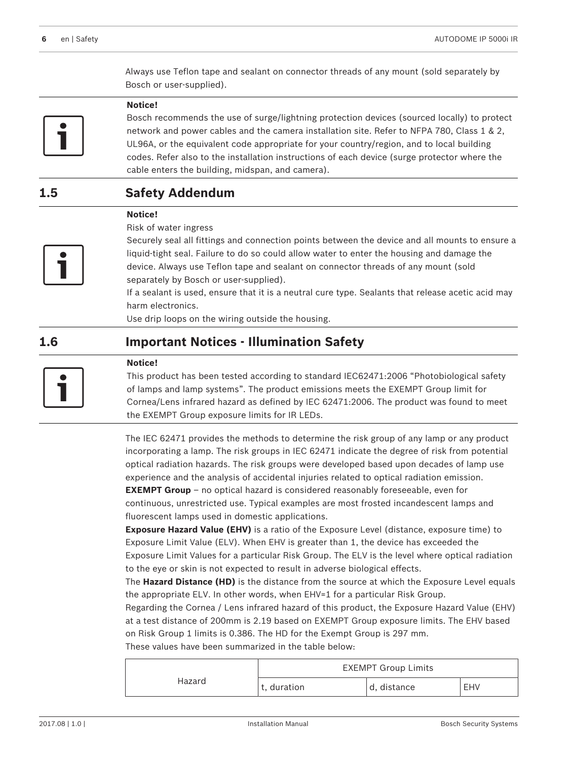Always use Teflon tape and sealant on connector threads of any mount (sold separately by Bosch or user-supplied).

**Notice!**
Bosch recommends the use of surge/lightning protection devices (sourced locally) to protect network and power cables and the camera installation site. Refer to NFPA 780, Class 1 & 2, UL96A, or the equivalent code appropriate for your country/region, and to local building codes. Refer also to the installation instructions of each device (surge protector where the cable enters the building, midspan, and camera).

## 1.5 Safety Addendum

**Notice!**
Risk of water ingress
Securely seal all fittings and connection points between the device and all mounts to ensure a liquid-tight seal. Failure to do so could allow water to enter the housing and damage the device. Always use Teflon tape and sealant on connector threads of any mount (sold separately by Bosch or user-supplied).
If a sealant is used, ensure that it is a neutral cure type. Sealants that release acetic acid may harm electronics.
Use drip loops on the wiring outside the housing.

## 1.6 Important Notices - Illumination Safety

**Notice!**
This product has been tested according to standard IEC62471:2006 "Photobiological safety of lamps and lamp systems". The product emissions meets the EXEMPT Group limit for Cornea/Lens infrared hazard as defined by IEC 62471:2006. The product was found to meet the EXEMPT Group exposure limits for IR LEDs.

The IEC 62471 provides the methods to determine the risk group of any lamp or any product incorporating a lamp. The risk groups in IEC 62471 indicate the degree of risk from potential optical radiation hazards. The risk groups were developed based upon decades of lamp use experience and the analysis of accidental injuries related to optical radiation emission.
**EXEMPT Group** – no optical hazard is considered reasonably foreseeable, even for continuous, unrestricted use. Typical examples are most frosted incandescent lamps and fluorescent lamps used in domestic applications.
**Exposure Hazard Value (EHV)** is a ratio of the Exposure Level (distance, exposure time) to Exposure Limit Value (ELV). When EHV is greater than 1, the device has exceeded the Exposure Limit Values for a particular Risk Group. The ELV is the level where optical radiation to the eye or skin is not expected to result in adverse biological effects.
The **Hazard Distance (HD)** is the distance from the source at which the Exposure Level equals the appropriate ELV. In other words, when EHV=1 for a particular Risk Group.
Regarding the Cornea / Lens infrared hazard of this product, the Exposure Hazard Value (EHV) at a test distance of 200mm is 2.19 based on EXEMPT Group exposure limits. The EHV based on Risk Group 1 limits is 0.386. The HD for the Exempt Group is 297 mm.
These values have been summarized in the table below:

| Hazard | EXEMPT Group Limits | | |
|---|---|---|---|
| | t, duration | d, distance | EHV |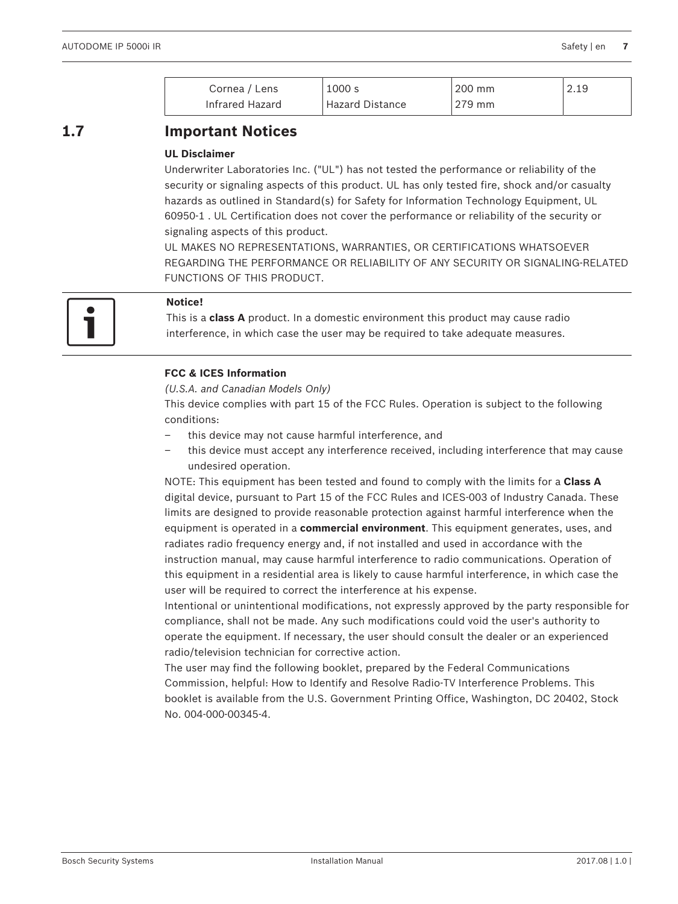| Cornea / Lens Infrared Hazard | 1000 s Hazard Distance | 200 mm 279 mm | 2.19 |
|---|---|---|---|

## 1.7 Important Notices

**UL Disclaimer**

Underwriter Laboratories Inc. ("UL") has not tested the performance or reliability of the security or signaling aspects of this product. UL has only tested fire, shock and/or casualty hazards as outlined in Standard(s) for Safety for Information Technology Equipment, UL 60950-1 . UL Certification does not cover the performance or reliability of the security or signaling aspects of this product.

UL MAKES NO REPRESENTATIONS, WARRANTIES, OR CERTIFICATIONS WHATSOEVER REGARDING THE PERFORMANCE OR RELIABILITY OF ANY SECURITY OR SIGNALING-RELATED FUNCTIONS OF THIS PRODUCT.

**Notice!**

This is a **class A** product. In a domestic environment this product may cause radio interference, in which case the user may be required to take adequate measures.

**FCC & ICES Information**

*(U.S.A. and Canadian Models Only)*

This device complies with part 15 of the FCC Rules. Operation is subject to the following conditions:

- this device may not cause harmful interference, and
- this device must accept any interference received, including interference that may cause undesired operation.

NOTE: This equipment has been tested and found to comply with the limits for a **Class A** digital device, pursuant to Part 15 of the FCC Rules and ICES-003 of Industry Canada. These limits are designed to provide reasonable protection against harmful interference when the equipment is operated in a **commercial environment**. This equipment generates, uses, and radiates radio frequency energy and, if not installed and used in accordance with the instruction manual, may cause harmful interference to radio communications. Operation of this equipment in a residential area is likely to cause harmful interference, in which case the user will be required to correct the interference at his expense.

Intentional or unintentional modifications, not expressly approved by the party responsible for compliance, shall not be made. Any such modifications could void the user's authority to operate the equipment. If necessary, the user should consult the dealer or an experienced radio/television technician for corrective action.

The user may find the following booklet, prepared by the Federal Communications Commission, helpful: How to Identify and Resolve Radio-TV Interference Problems. This booklet is available from the U.S. Government Printing Office, Washington, DC 20402, Stock No. 004-000-00345-4.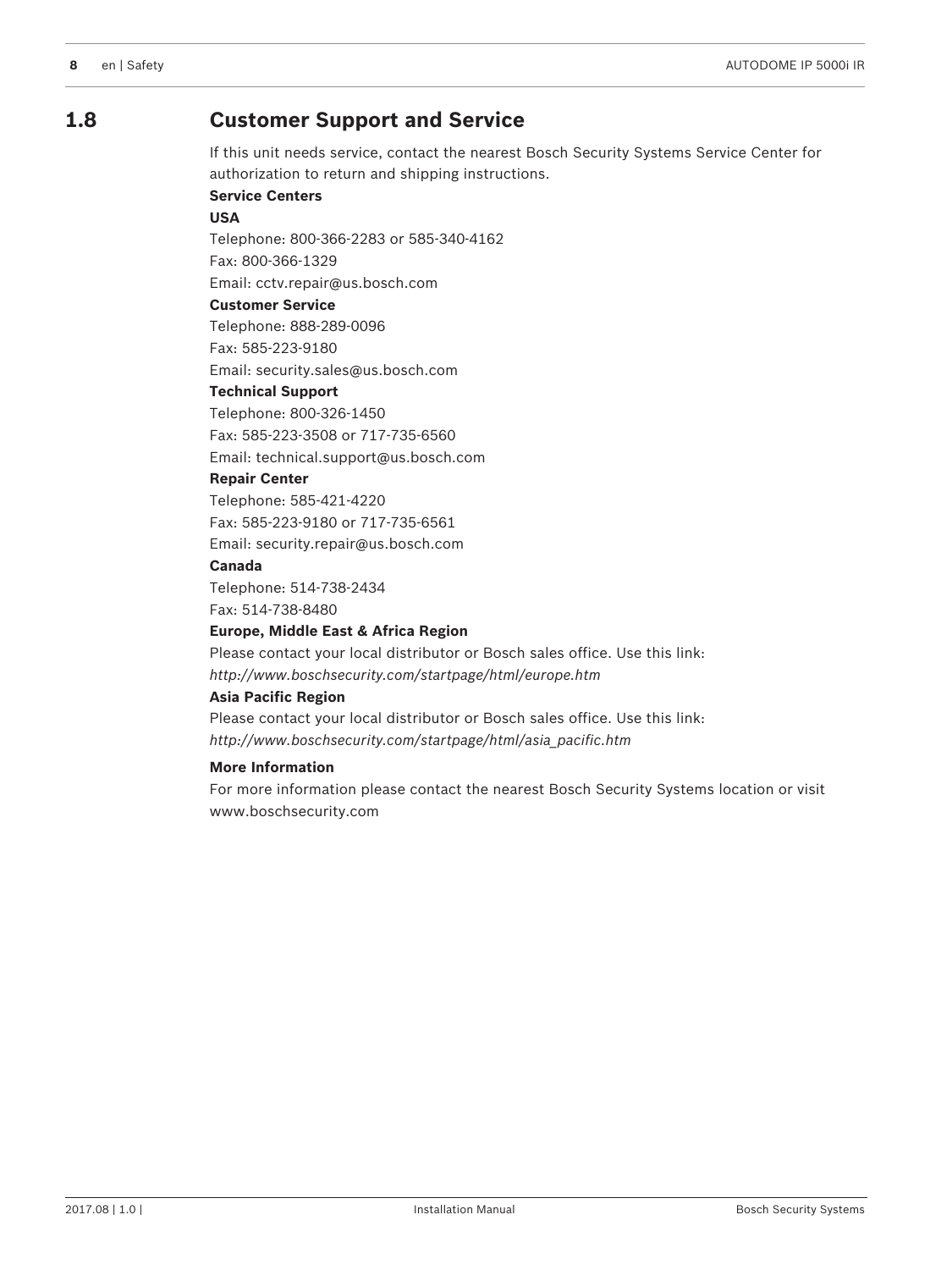## 1.8 Customer Support and Service

If this unit needs service, contact the nearest Bosch Security Systems Service Center for authorization to return and shipping instructions.

**Service Centers**

**USA**

Telephone: 800-366-2283 or 585-340-4162

Fax: 800-366-1329

Email: cctv.repair@us.bosch.com

**Customer Service**

Telephone: 888-289-0096

Fax: 585-223-9180

Email: security.sales@us.bosch.com

**Technical Support**

Telephone: 800-326-1450

Fax: 585-223-3508 or 717-735-6560

Email: technical.support@us.bosch.com

**Repair Center**

Telephone: 585-421-4220

Fax: 585-223-9180 or 717-735-6561

Email: security.repair@us.bosch.com

**Canada**

Telephone: 514-738-2434

Fax: 514-738-8480

**Europe, Middle East & Africa Region**

Please contact your local distributor or Bosch sales office. Use this link:

*http://www.boschsecurity.com/startpage/html/europe.htm*

**Asia Pacific Region**

Please contact your local distributor or Bosch sales office. Use this link:

*http://www.boschsecurity.com/startpage/html/asia_pacific.htm*

**More Information**

For more information please contact the nearest Bosch Security Systems location or visit www.boschsecurity.com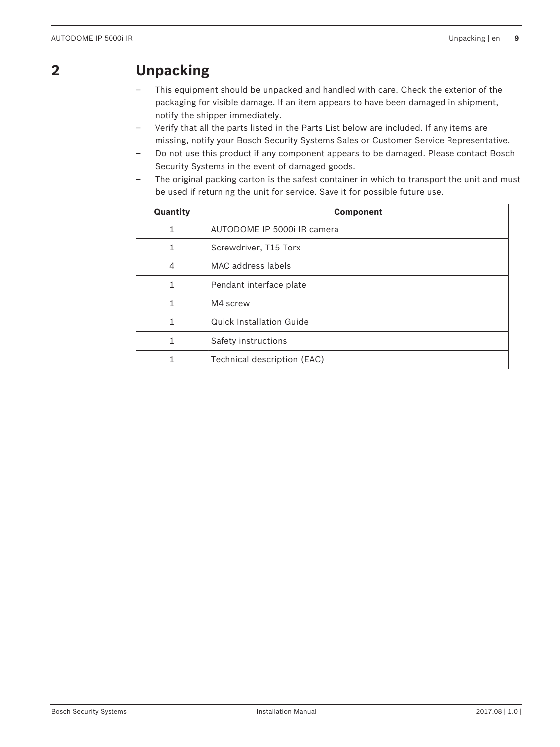# 2 Unpacking

- This equipment should be unpacked and handled with care. Check the exterior of the packaging for visible damage. If an item appears to have been damaged in shipment, notify the shipper immediately.
- Verify that all the parts listed in the Parts List below are included. If any items are missing, notify your Bosch Security Systems Sales or Customer Service Representative.
- Do not use this product if any component appears to be damaged. Please contact Bosch Security Systems in the event of damaged goods.
- The original packing carton is the safest container in which to transport the unit and must be used if returning the unit for service. Save it for possible future use.

| Quantity | Component |
| --- | --- |
| 1 | AUTODOME IP 5000i IR camera |
| 1 | Screwdriver, T15 Torx |
| 4 | MAC address labels |
| 1 | Pendant interface plate |
| 1 | M4 screw |
| 1 | Quick Installation Guide |
| 1 | Safety instructions |
| 1 | Technical description (EAC) |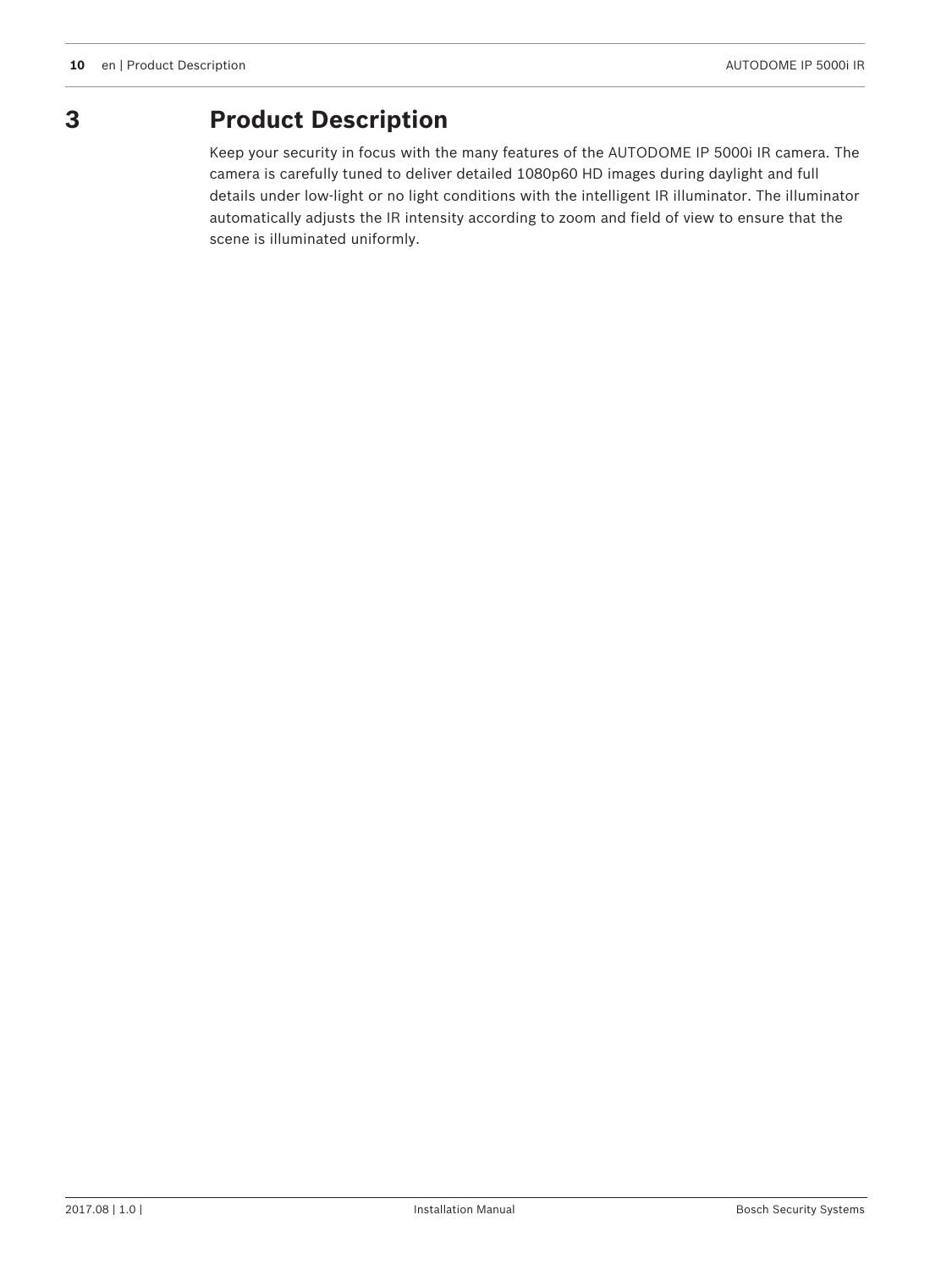# 3 Product Description

Keep your security in focus with the many features of the AUTODOME IP 5000i IR camera. The camera is carefully tuned to deliver detailed 1080p60 HD images during daylight and full details under low-light or no light conditions with the intelligent IR illuminator. The illuminator automatically adjusts the IR intensity according to zoom and field of view to ensure that the scene is illuminated uniformly.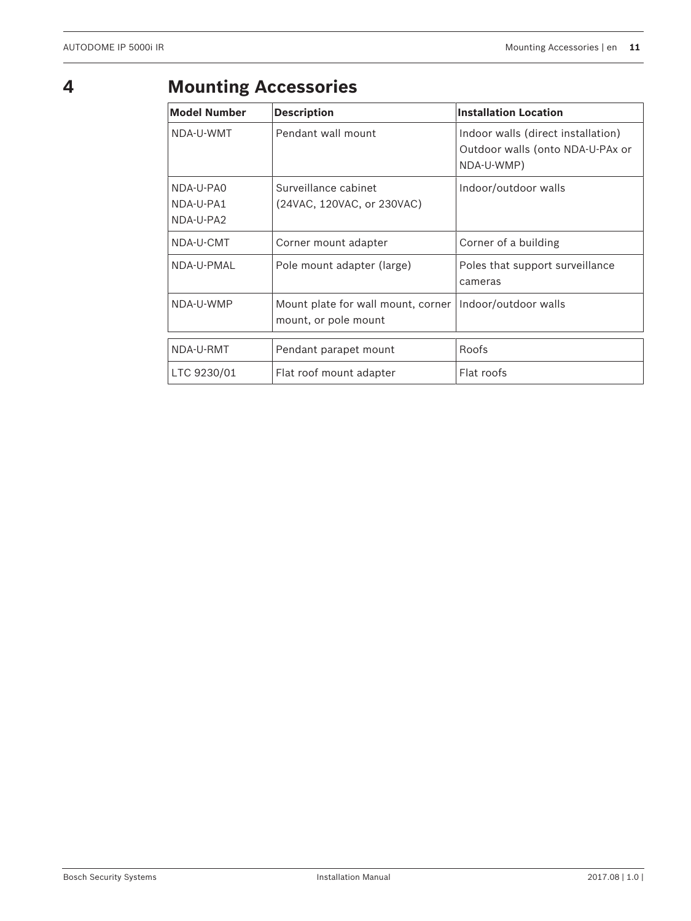# 4 Mounting Accessories

| Model Number | Description | Installation Location |
| --- | --- | --- |
| NDA-U-WMT | Pendant wall mount | Indoor walls (direct installation)<br>Outdoor walls (onto NDA-U-PAx or NDA-U-WMP) |
| NDA-U-PA0<br>NDA-U-PA1<br>NDA-U-PA2 | Surveillance cabinet<br>(24VAC, 120VAC, or 230VAC) | Indoor/outdoor walls |
| NDA-U-CMT | Corner mount adapter | Corner of a building |
| NDA-U-PMAL | Pole mount adapter (large) | Poles that support surveillance cameras |
| NDA-U-WMP | Mount plate for wall mount, corner mount, or pole mount | Indoor/outdoor walls |
| NDA-U-RMT | Pendant parapet mount | Roofs |
| LTC 9230/01 | Flat roof mount adapter | Flat roofs |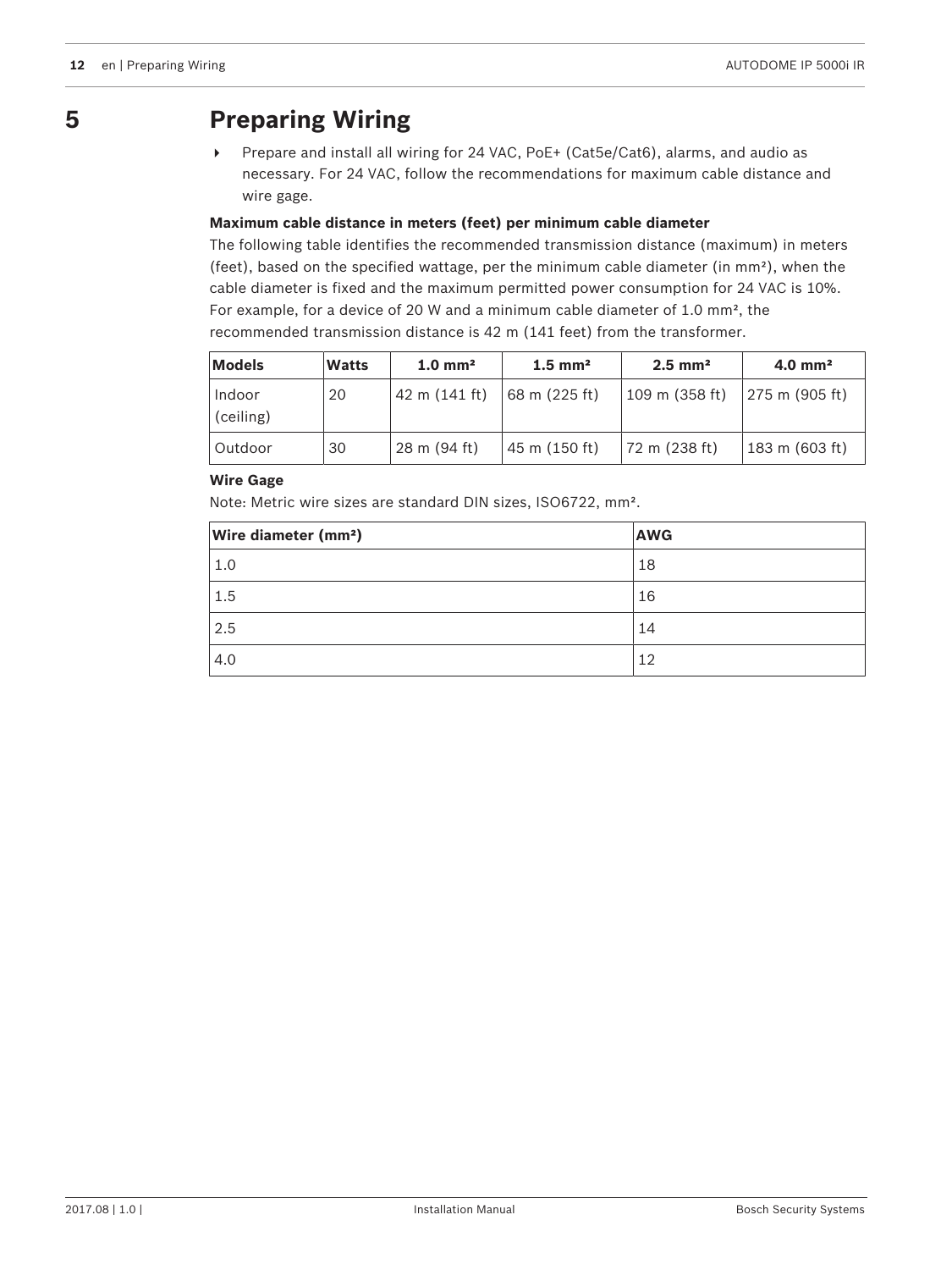# 5 Preparing Wiring

- Prepare and install all wiring for 24 VAC, PoE+ (Cat5e/Cat6), alarms, and audio as necessary. For 24 VAC, follow the recommendations for maximum cable distance and wire gage.

**Maximum cable distance in meters (feet) per minimum cable diameter**

The following table identifies the recommended transmission distance (maximum) in meters (feet), based on the specified wattage, per the minimum cable diameter (in mm²), when the cable diameter is fixed and the maximum permitted power consumption for 24 VAC is 10%. For example, for a device of 20 W and a minimum cable diameter of 1.0 mm², the recommended transmission distance is 42 m (141 feet) from the transformer.

| Models | Watts | 1.0 mm² | 1.5 mm² | 2.5 mm² | 4.0 mm² |
|---|---|---|---|---|---|
| Indoor (ceiling) | 20 | 42 m (141 ft) | 68 m (225 ft) | 109 m (358 ft) | 275 m (905 ft) |
| Outdoor | 30 | 28 m (94 ft) | 45 m (150 ft) | 72 m (238 ft) | 183 m (603 ft) |

**Wire Gage**

Note: Metric wire sizes are standard DIN sizes, ISO6722, mm².

| Wire diameter (mm²) | AWG |
|---|---|
| 1.0 | 18 |
| 1.5 | 16 |
| 2.5 | 14 |
| 4.0 | 12 |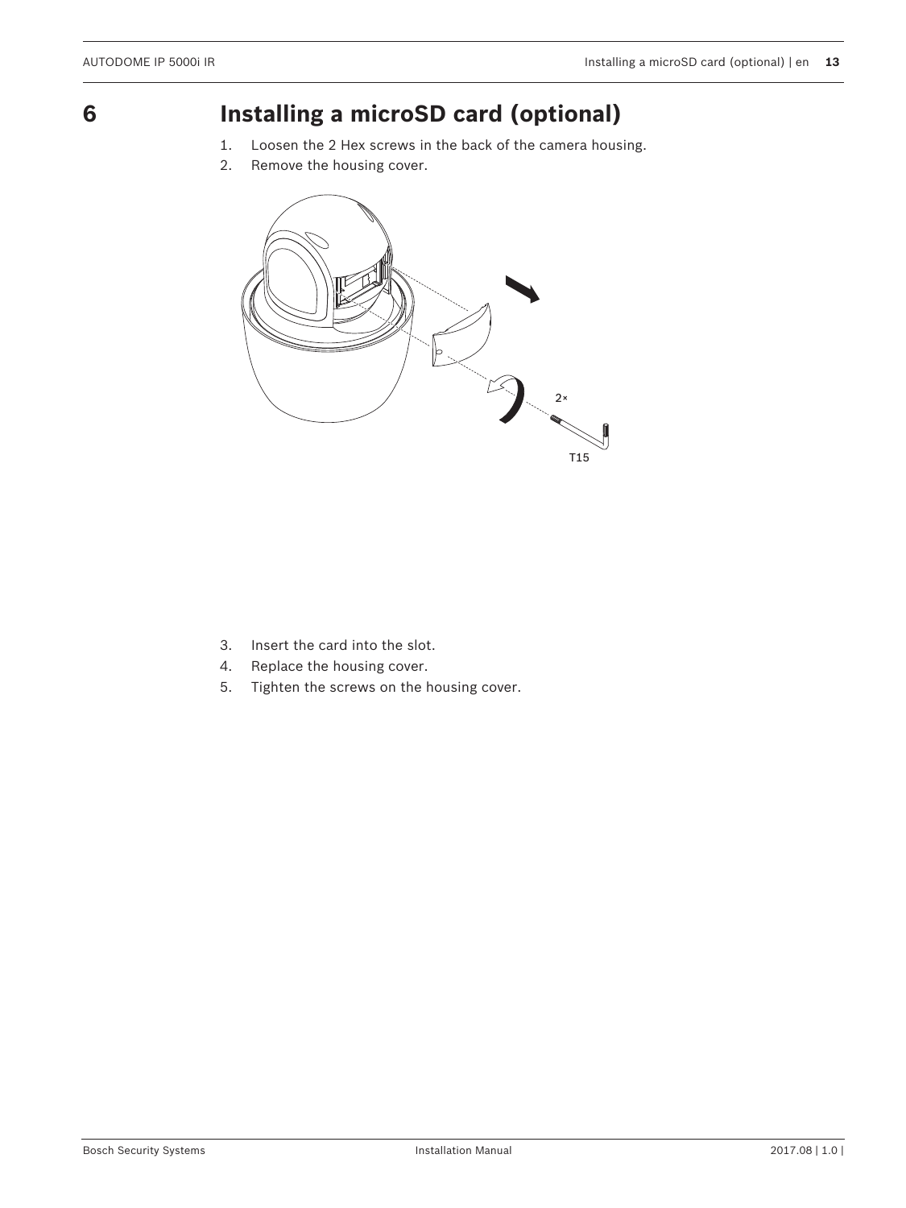# 6 Installing a microSD card (optional)

1. Loosen the 2 Hex screws in the back of the camera housing.
2. Remove the housing cover.

3. Insert the card into the slot.
4. Replace the housing cover.
5. Tighten the screws on the housing cover.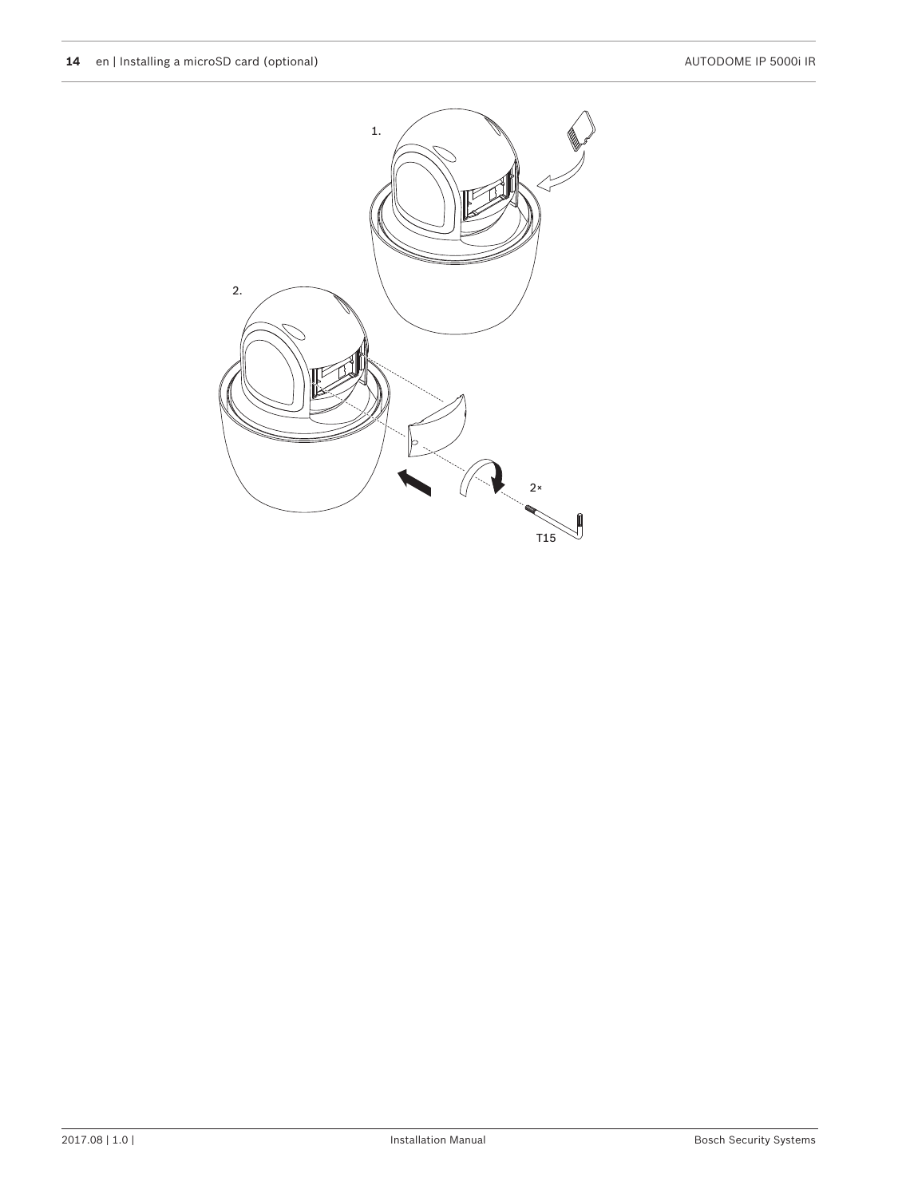1.

2.

2×

T15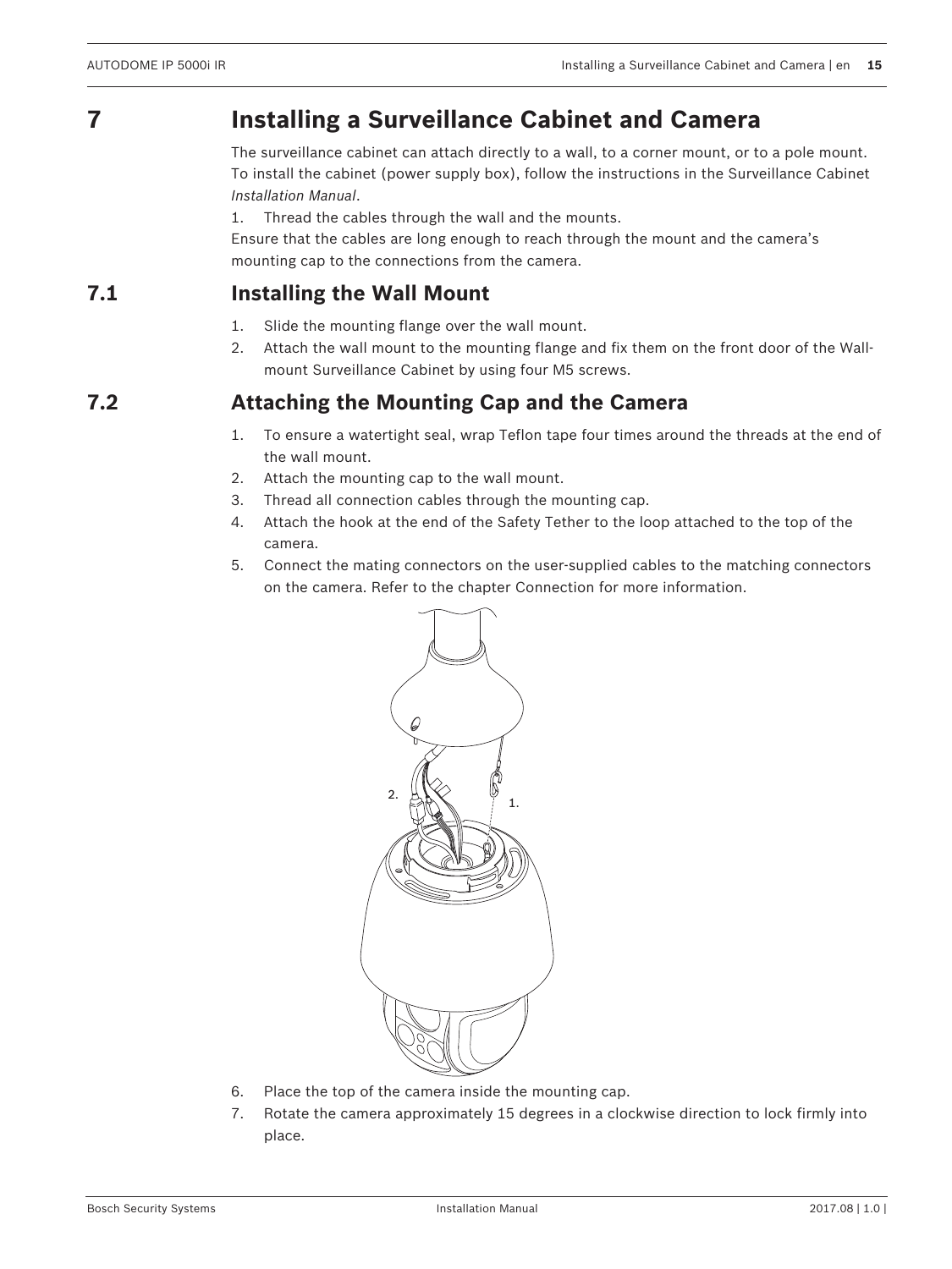# 7 Installing a Surveillance Cabinet and Camera

The surveillance cabinet can attach directly to a wall, to a corner mount, or to a pole mount. To install the cabinet (power supply box), follow the instructions in the Surveillance Cabinet *Installation Manual*.

1. Thread the cables through the wall and the mounts.

Ensure that the cables are long enough to reach through the mount and the camera's mounting cap to the connections from the camera.

## 7.1 Installing the Wall Mount

1. Slide the mounting flange over the wall mount.
2. Attach the wall mount to the mounting flange and fix them on the front door of the Wall-mount Surveillance Cabinet by using four M5 screws.

## 7.2 Attaching the Mounting Cap and the Camera

1. To ensure a watertight seal, wrap Teflon tape four times around the threads at the end of the wall mount.
2. Attach the mounting cap to the wall mount.
3. Thread all connection cables through the mounting cap.
4. Attach the hook at the end of the Safety Tether to the loop attached to the top of the camera.
5. Connect the mating connectors on the user-supplied cables to the matching connectors on the camera. Refer to the chapter Connection for more information.

6. Place the top of the camera inside the mounting cap.
7. Rotate the camera approximately 15 degrees in a clockwise direction to lock firmly into place.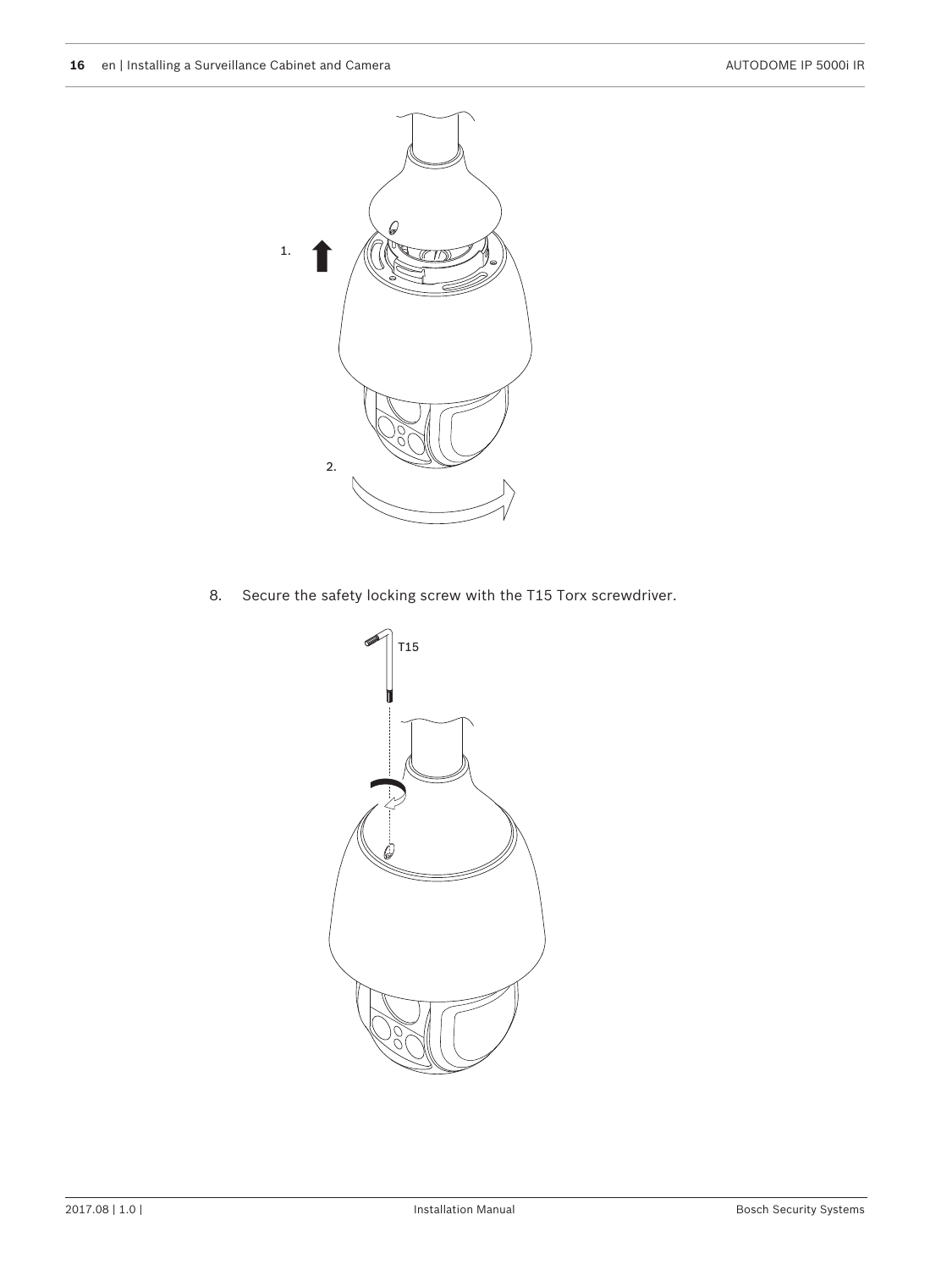8. Secure the safety locking screw with the T15 Torx screwdriver.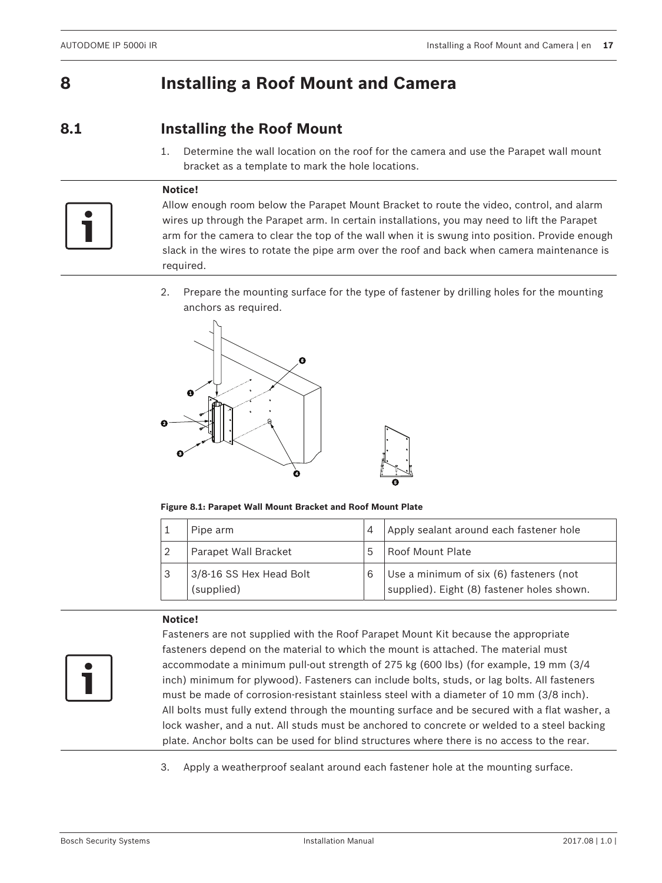# 8 Installing a Roof Mount and Camera

## 8.1 Installing the Roof Mount

1. Determine the wall location on the roof for the camera and use the Parapet wall mount bracket as a template to mark the hole locations.

**Notice!**
Allow enough room below the Parapet Mount Bracket to route the video, control, and alarm wires up through the Parapet arm. In certain installations, you may need to lift the Parapet arm for the camera to clear the top of the wall when it is swung into position. Provide enough slack in the wires to rotate the pipe arm over the roof and back when camera maintenance is required.

2. Prepare the mounting surface for the type of fastener by drilling holes for the mounting anchors as required.

**Figure 8.1: Parapet Wall Mount Bracket and Roof Mount Plate**

| 1 | Pipe arm | 4 | Apply sealant around each fastener hole |
|---|---|---|---|
| 2 | Parapet Wall Bracket | 5 | Roof Mount Plate |
| 3 | 3/8-16 SS Hex Head Bolt (supplied) | 6 | Use a minimum of six (6) fasteners (not supplied). Eight (8) fastener holes shown. |

**Notice!**
Fasteners are not supplied with the Roof Parapet Mount Kit because the appropriate fasteners depend on the material to which the mount is attached. The material must accommodate a minimum pull-out strength of 275 kg (600 lbs) (for example, 19 mm (3/4 inch) minimum for plywood). Fasteners can include bolts, studs, or lag bolts. All fasteners must be made of corrosion-resistant stainless steel with a diameter of 10 mm (3/8 inch).
All bolts must fully extend through the mounting surface and be secured with a flat washer, a lock washer, and a nut. All studs must be anchored to concrete or welded to a steel backing plate. Anchor bolts can be used for blind structures where there is no access to the rear.

3. Apply a weatherproof sealant around each fastener hole at the mounting surface.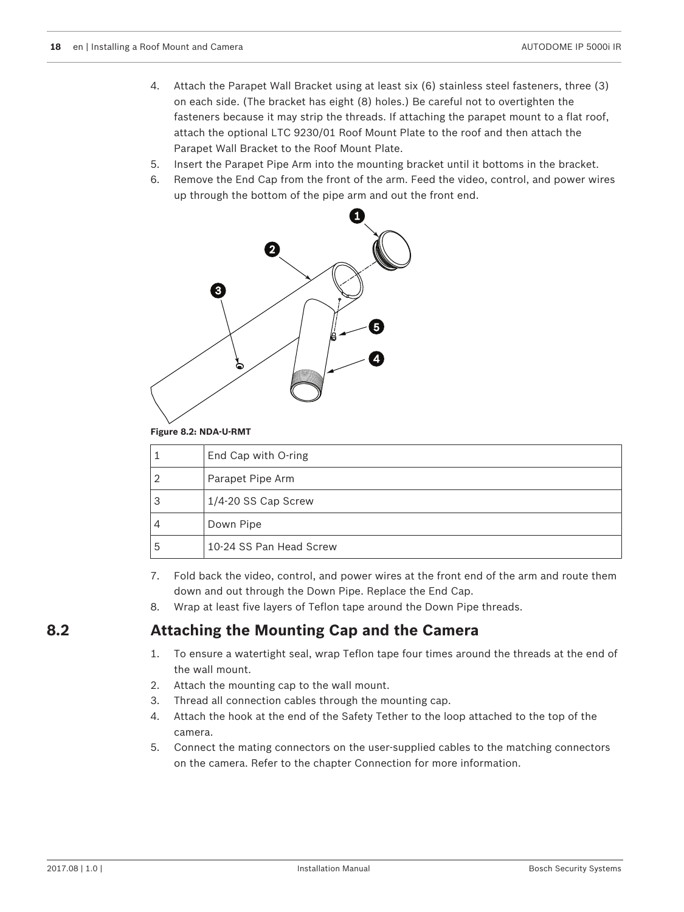4. Attach the Parapet Wall Bracket using at least six (6) stainless steel fasteners, three (3) on each side. (The bracket has eight (8) holes.) Be careful not to overtighten the fasteners because it may strip the threads. If attaching the parapet mount to a flat roof, attach the optional LTC 9230/01 Roof Mount Plate to the roof and then attach the Parapet Wall Bracket to the Roof Mount Plate.
5. Insert the Parapet Pipe Arm into the mounting bracket until it bottoms in the bracket.
6. Remove the End Cap from the front of the arm. Feed the video, control, and power wires up through the bottom of the pipe arm and out the front end.

**Figure 8.2: NDA-U-RMT**

| | |
|---|---|
| 1 | End Cap with O-ring |
| 2 | Parapet Pipe Arm |
| 3 | 1/4-20 SS Cap Screw |
| 4 | Down Pipe |
| 5 | 10-24 SS Pan Head Screw |

7. Fold back the video, control, and power wires at the front end of the arm and route them down and out through the Down Pipe. Replace the End Cap.
8. Wrap at least five layers of Teflon tape around the Down Pipe threads.

## 8.2 Attaching the Mounting Cap and the Camera

1. To ensure a watertight seal, wrap Teflon tape four times around the threads at the end of the wall mount.
2. Attach the mounting cap to the wall mount.
3. Thread all connection cables through the mounting cap.
4. Attach the hook at the end of the Safety Tether to the loop attached to the top of the camera.
5. Connect the mating connectors on the user-supplied cables to the matching connectors on the camera. Refer to the chapter Connection for more information.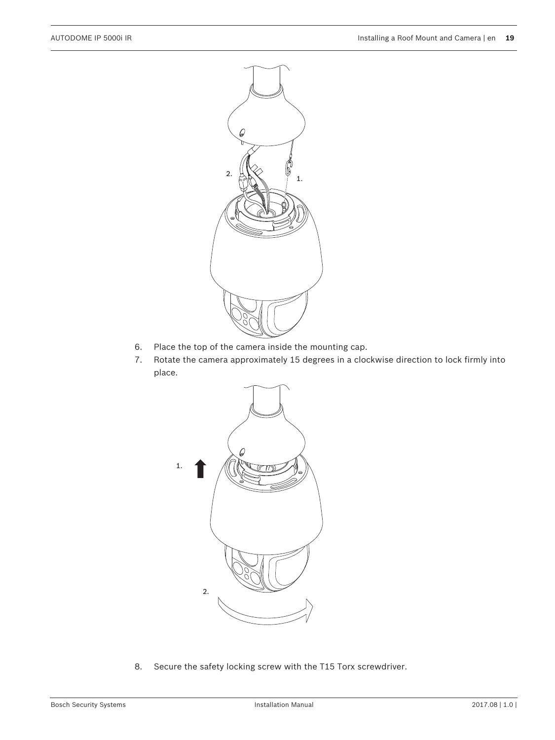6. Place the top of the camera inside the mounting cap.
7. Rotate the camera approximately 15 degrees in a clockwise direction to lock firmly into place.

8. Secure the safety locking screw with the T15 Torx screwdriver.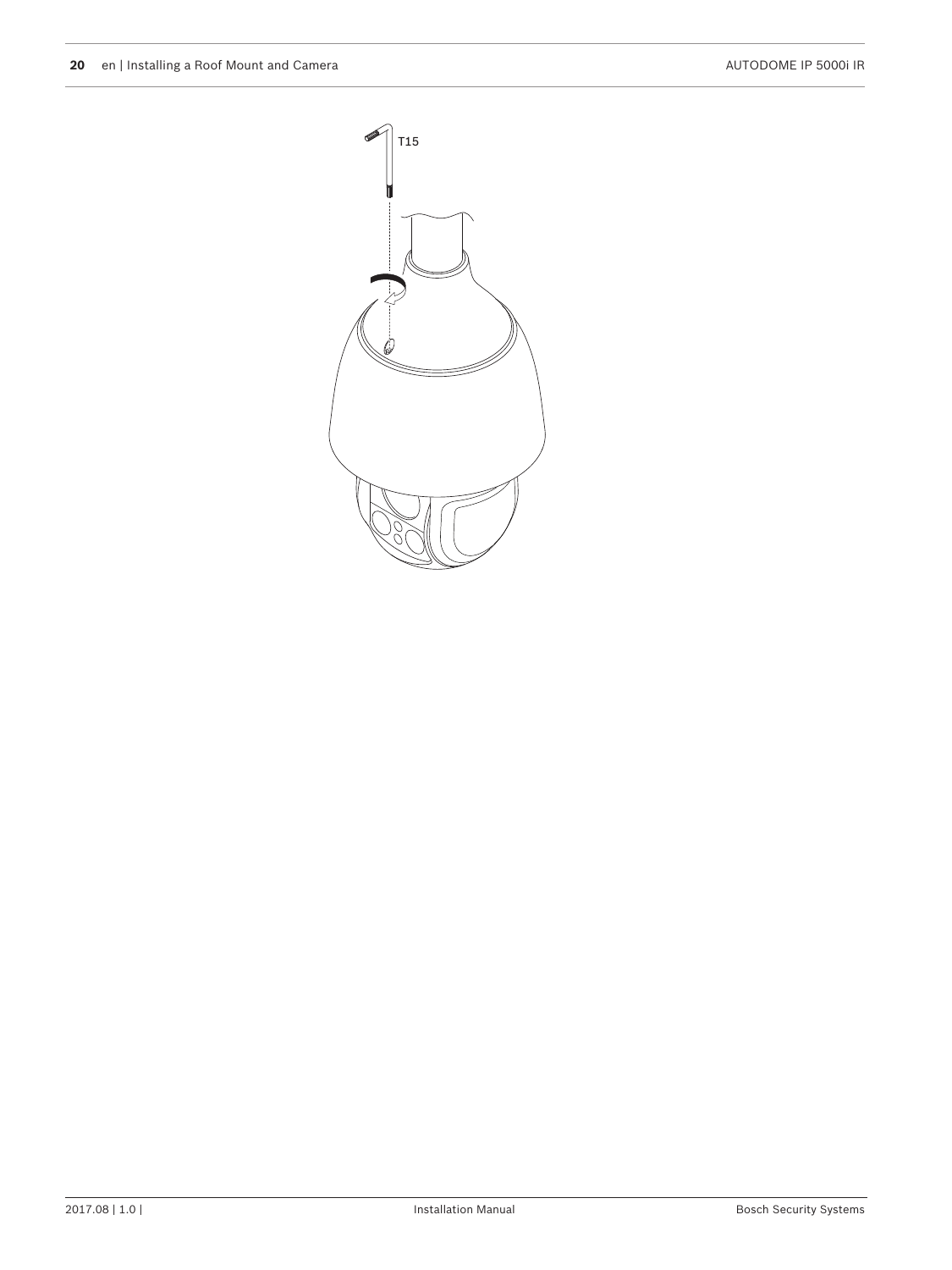T15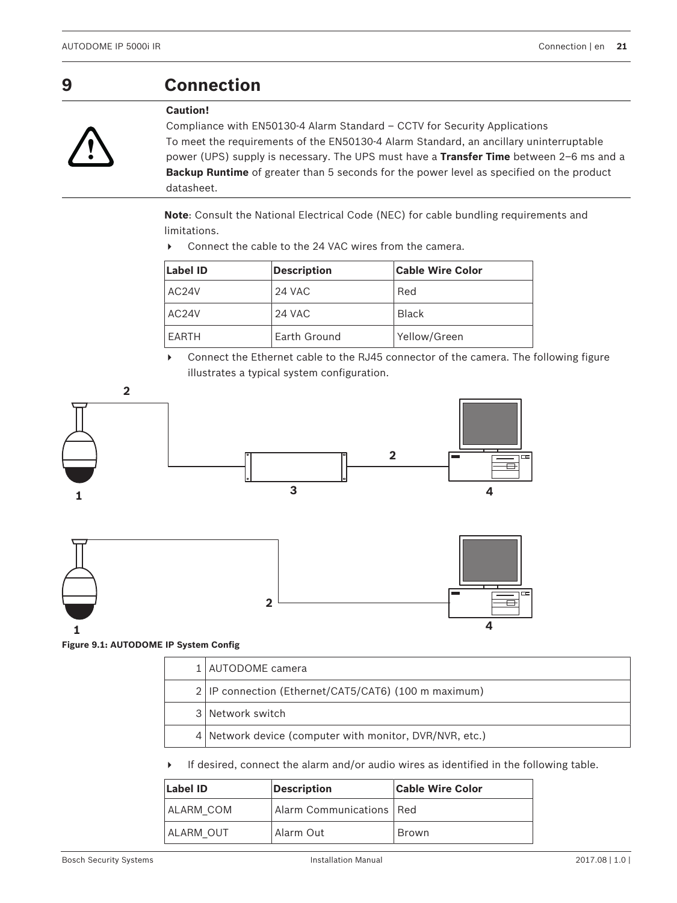// 9 Connection

**Caution!**

Compliance with EN50130-4 Alarm Standard – CCTV for Security Applications

To meet the requirements of the EN50130-4 Alarm Standard, an ancillary uninterruptable power (UPS) supply is necessary. The UPS must have a **Transfer Time** between 2–6 ms and a **Backup Runtime** of greater than 5 seconds for the power level as specified on the product datasheet.

**Note**: Consult the National Electrical Code (NEC) for cable bundling requirements and limitations.

- Connect the cable to the 24 VAC wires from the camera.

| Label ID | Description | Cable Wire Color |
|---|---|---|
| AC24V | 24 VAC | Red |
| AC24V | 24 VAC | Black |
| EARTH | Earth Ground | Yellow/Green |

- Connect the Ethernet cable to the RJ45 connector of the camera. The following figure illustrates a typical system configuration.

Figure 9.1: AUTODOME IP System Config

| | |
|---|---|
| 1 | AUTODOME camera |
| 2 | IP connection (Ethernet/CAT5/CAT6) (100 m maximum) |
| 3 | Network switch |
| 4 | Network device (computer with monitor, DVR/NVR, etc.) |

- If desired, connect the alarm and/or audio wires as identified in the following table.

| Label ID | Description | Cable Wire Color |
|---|---|---|
| ALARM_COM | Alarm Communications | Red |
| ALARM_OUT | Alarm Out | Brown |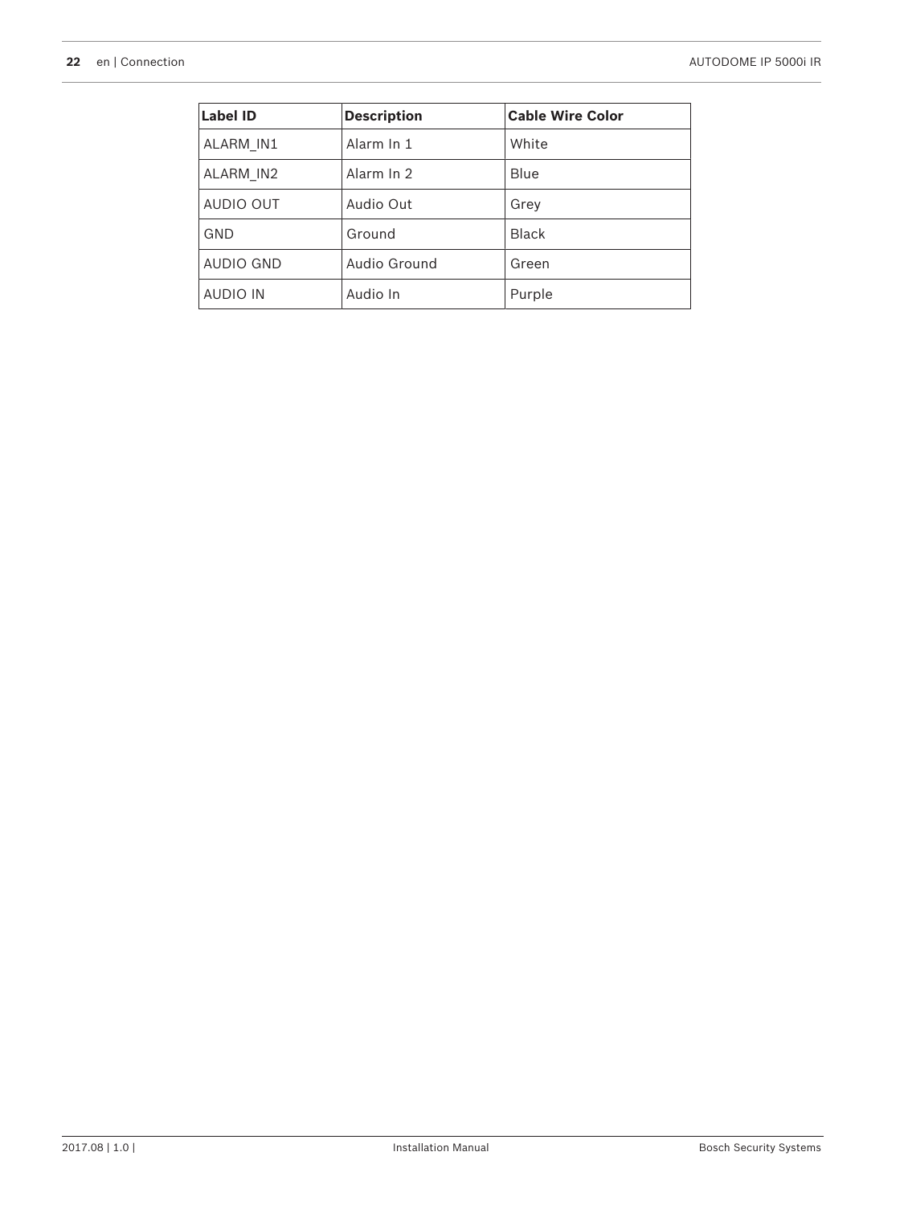| Label ID | Description | Cable Wire Color |
| --- | --- | --- |
| ALARM_IN1 | Alarm In 1 | White |
| ALARM_IN2 | Alarm In 2 | Blue |
| AUDIO OUT | Audio Out | Grey |
| GND | Ground | Black |
| AUDIO GND | Audio Ground | Green |
| AUDIO IN | Audio In | Purple |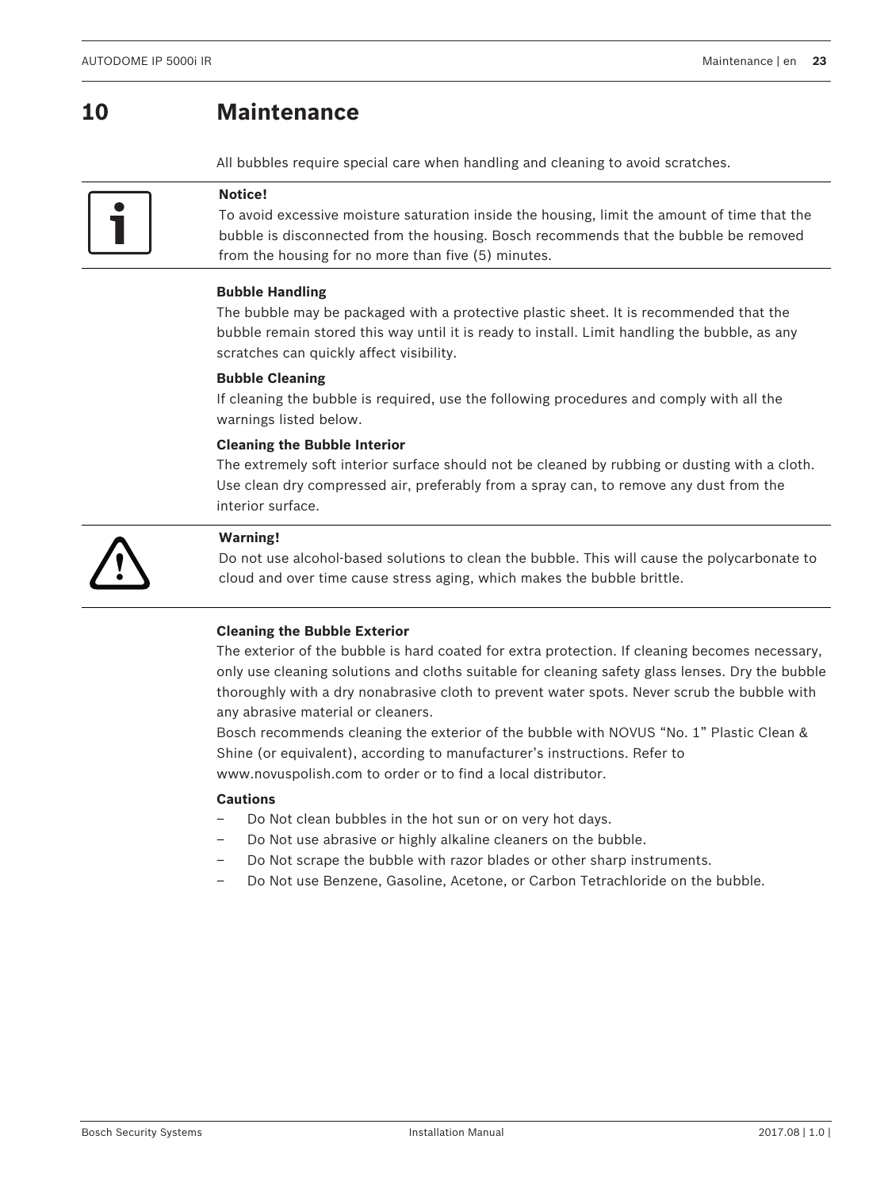# 10 Maintenance

All bubbles require special care when handling and cleaning to avoid scratches.

**Notice!**
To avoid excessive moisture saturation inside the housing, limit the amount of time that the bubble is disconnected from the housing. Bosch recommends that the bubble be removed from the housing for no more than five (5) minutes.

**Bubble Handling**

The bubble may be packaged with a protective plastic sheet. It is recommended that the bubble remain stored this way until it is ready to install. Limit handling the bubble, as any scratches can quickly affect visibility.

**Bubble Cleaning**

If cleaning the bubble is required, use the following procedures and comply with all the warnings listed below.

**Cleaning the Bubble Interior**

The extremely soft interior surface should not be cleaned by rubbing or dusting with a cloth. Use clean dry compressed air, preferably from a spray can, to remove any dust from the interior surface.

**Warning!**
Do not use alcohol-based solutions to clean the bubble. This will cause the polycarbonate to cloud and over time cause stress aging, which makes the bubble brittle.

**Cleaning the Bubble Exterior**

The exterior of the bubble is hard coated for extra protection. If cleaning becomes necessary, only use cleaning solutions and cloths suitable for cleaning safety glass lenses. Dry the bubble thoroughly with a dry nonabrasive cloth to prevent water spots. Never scrub the bubble with any abrasive material or cleaners.

Bosch recommends cleaning the exterior of the bubble with NOVUS “No. 1” Plastic Clean & Shine (or equivalent), according to manufacturer’s instructions. Refer to www.novuspolish.com to order or to find a local distributor.

**Cautions**

- Do Not clean bubbles in the hot sun or on very hot days.
- Do Not use abrasive or highly alkaline cleaners on the bubble.
- Do Not scrape the bubble with razor blades or other sharp instruments.
- Do Not use Benzene, Gasoline, Acetone, or Carbon Tetrachloride on the bubble.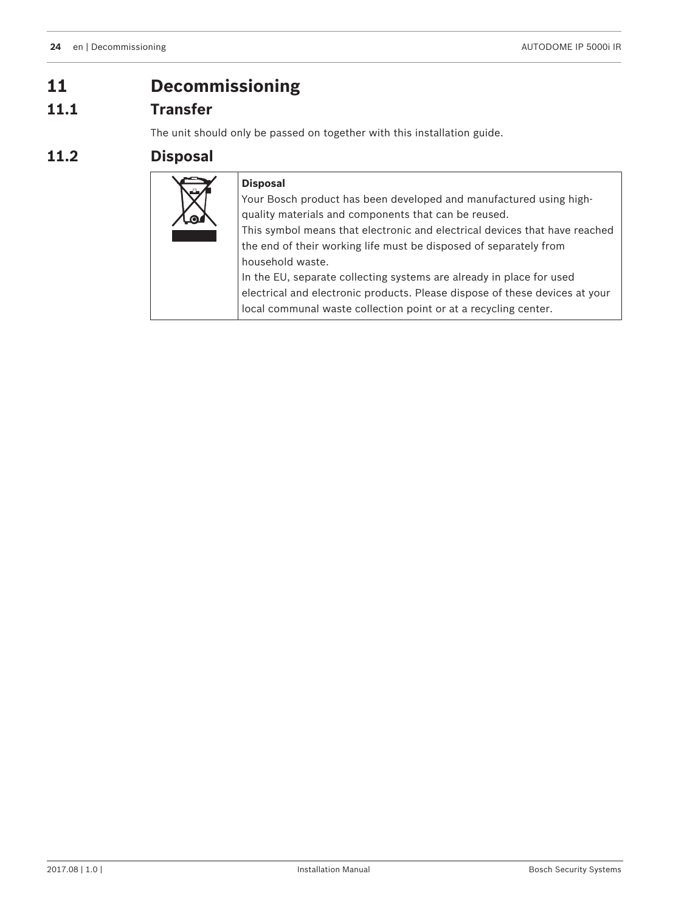# 11 Decommissioning

## 11.1 Transfer

The unit should only be passed on together with this installation guide.

## 11.2 Disposal

**Disposal**

Your Bosch product has been developed and manufactured using high-quality materials and components that can be reused.

This symbol means that electronic and electrical devices that have reached the end of their working life must be disposed of separately from household waste.

In the EU, separate collecting systems are already in place for used electrical and electronic products. Please dispose of these devices at your local communal waste collection point or at a recycling center.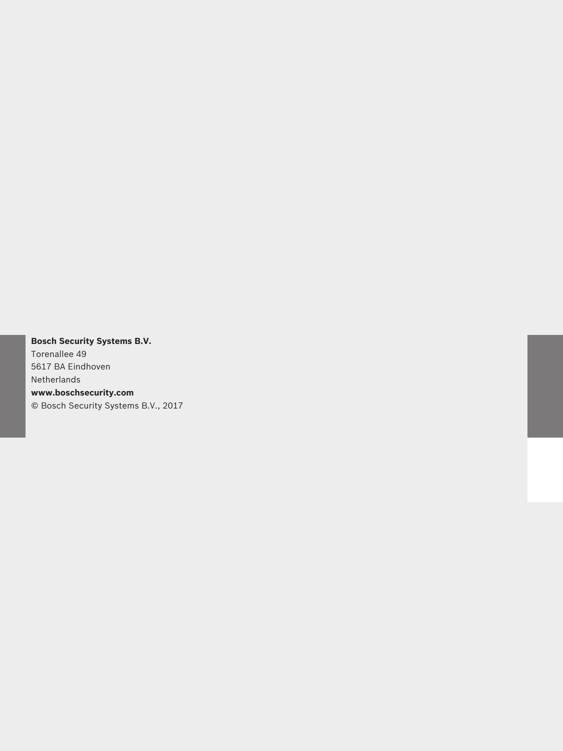**Bosch Security Systems B.V.**
Torenallee 49
5617 BA Eindhoven
Netherlands
**www.boschsecurity.com**
© Bosch Security Systems B.V., 2017